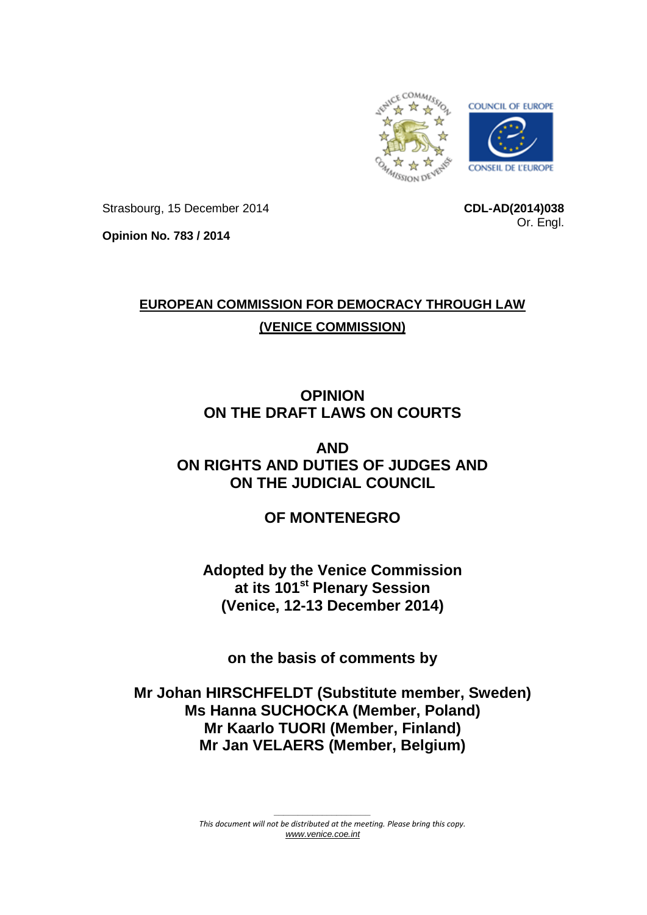Strasbourg, 15 December 2014

**CDL-AD(2014)038**
Or. Engl.

**Opinion No. 783 / 2014**

**EUROPEAN COMMISSION FOR DEMOCRACY THROUGH LAW**

**(VENICE COMMISSION)**

# OPINION ON THE DRAFT LAWS ON COURTS

# AND ON RIGHTS AND DUTIES OF JUDGES AND ON THE JUDICIAL COUNCIL

# OF MONTENEGRO

**Adopted by the Venice Commission at its 101st Plenary Session (Venice, 12-13 December 2014)**

**on the basis of comments by**

**Mr Johan HIRSCHFELDT (Substitute member, Sweden)**
**Ms Hanna SUCHOCKA (Member, Poland)**
**Mr Kaarlo TUORI (Member, Finland)**
**Mr Jan VELAERS (Member, Belgium)**

*This document will not be distributed at the meeting. Please bring this copy.*
*www.venice.coe.int*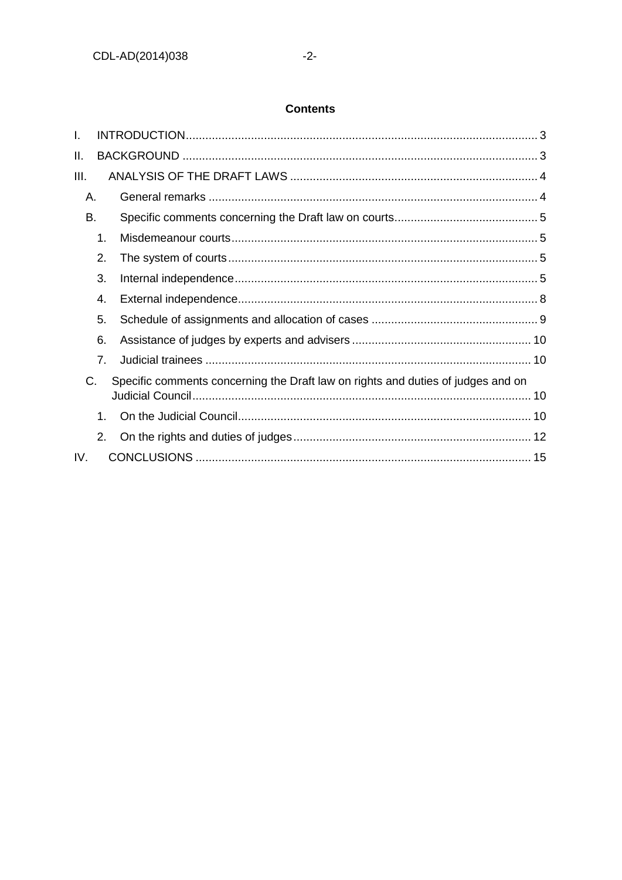**Contents**

I. INTRODUCTION ........................................................................................................... 3
II. BACKGROUND ........................................................................................................... 3
III. ANALYSIS OF THE DRAFT LAWS ........................................................................... 4
   A. General remarks ..................................................................................................... 4
   B. Specific comments concerning the Draft law on courts ............................................ 5
      1. Misdemeanour courts ............................................................................................ 5
      2. The system of courts .............................................................................................. 5
      3. Internal independence ............................................................................................ 5
      4. External independence ........................................................................................... 8
      5. Schedule of assignments and allocation of cases ................................................... 9
      6. Assistance of judges by experts and advisers ....................................................... 10
      7. Judicial trainees .................................................................................................... 10
   C. Specific comments concerning the Draft law on rights and duties of judges and on Judicial Council ........................................................................................................ 10
      1. On the Judicial Council ......................................................................................... 10
      2. On the rights and duties of judges ......................................................................... 12
IV. CONCLUSIONS ....................................................................................................... 15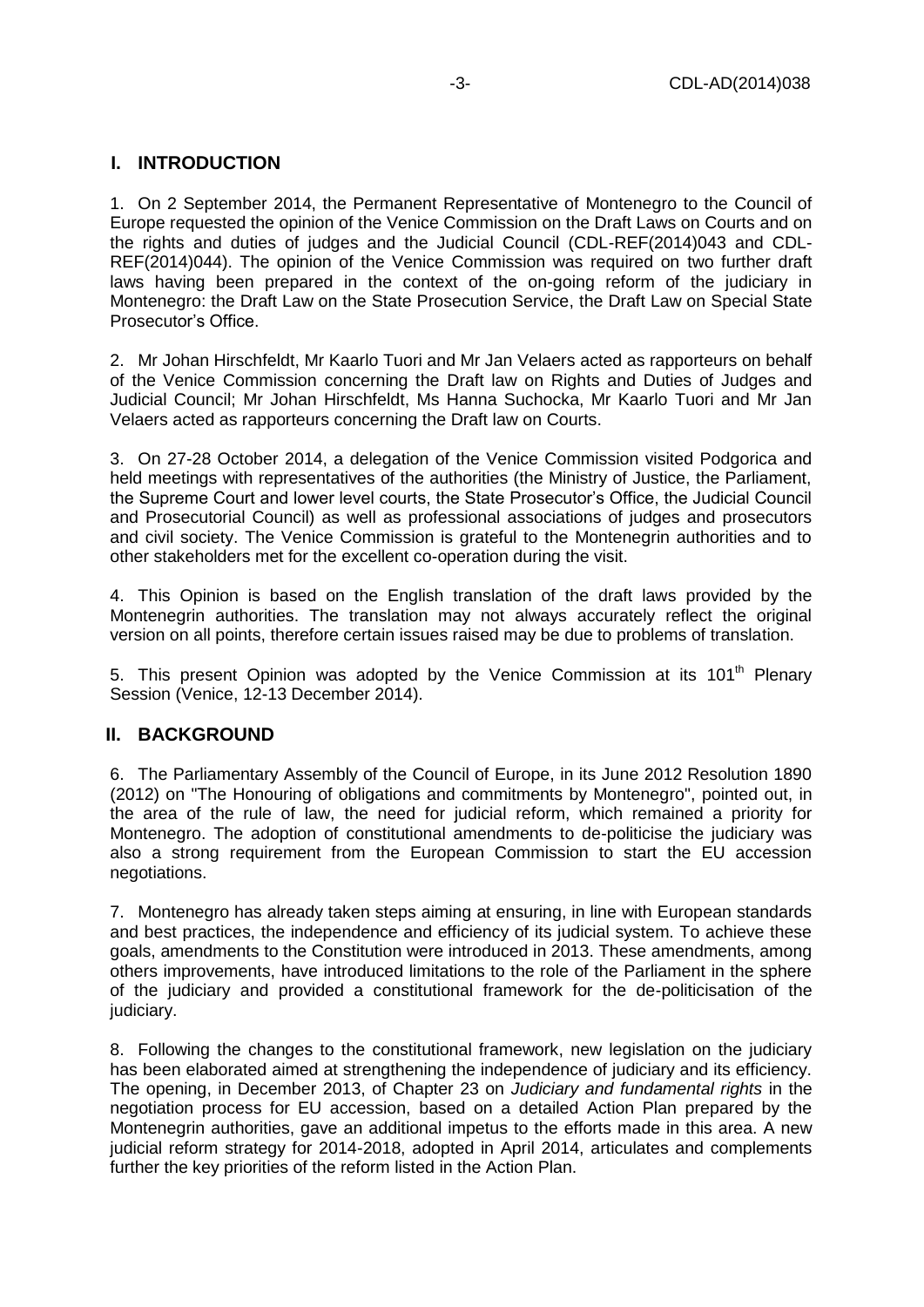## I. INTRODUCTION

1. On 2 September 2014, the Permanent Representative of Montenegro to the Council of Europe requested the opinion of the Venice Commission on the Draft Laws on Courts and on the rights and duties of judges and the Judicial Council (CDL-REF(2014)043 and CDL-REF(2014)044). The opinion of the Venice Commission was required on two further draft laws having been prepared in the context of the on-going reform of the judiciary in Montenegro: the Draft Law on the State Prosecution Service, the Draft Law on Special State Prosecutor's Office.

2. Mr Johan Hirschfeldt, Mr Kaarlo Tuori and Mr Jan Velaers acted as rapporteurs on behalf of the Venice Commission concerning the Draft law on Rights and Duties of Judges and Judicial Council; Mr Johan Hirschfeldt, Ms Hanna Suchocka, Mr Kaarlo Tuori and Mr Jan Velaers acted as rapporteurs concerning the Draft law on Courts.

3. On 27-28 October 2014, a delegation of the Venice Commission visited Podgorica and held meetings with representatives of the authorities (the Ministry of Justice, the Parliament, the Supreme Court and lower level courts, the State Prosecutor's Office, the Judicial Council and Prosecutorial Council) as well as professional associations of judges and prosecutors and civil society. The Venice Commission is grateful to the Montenegrin authorities and to other stakeholders met for the excellent co-operation during the visit.

4. This Opinion is based on the English translation of the draft laws provided by the Montenegrin authorities. The translation may not always accurately reflect the original version on all points, therefore certain issues raised may be due to problems of translation.

5. This present Opinion was adopted by the Venice Commission at its 101th Plenary Session (Venice, 12-13 December 2014).

## II. BACKGROUND

6. The Parliamentary Assembly of the Council of Europe, in its June 2012 Resolution 1890 (2012) on "The Honouring of obligations and commitments by Montenegro", pointed out, in the area of the rule of law, the need for judicial reform, which remained a priority for Montenegro. The adoption of constitutional amendments to de-politicise the judiciary was also a strong requirement from the European Commission to start the EU accession negotiations.

7. Montenegro has already taken steps aiming at ensuring, in line with European standards and best practices, the independence and efficiency of its judicial system. To achieve these goals, amendments to the Constitution were introduced in 2013. These amendments, among others improvements, have introduced limitations to the role of the Parliament in the sphere of the judiciary and provided a constitutional framework for the de-politicisation of the judiciary.

8. Following the changes to the constitutional framework, new legislation on the judiciary has been elaborated aimed at strengthening the independence of judiciary and its efficiency. The opening, in December 2013, of Chapter 23 on *Judiciary and fundamental rights* in the negotiation process for EU accession, based on a detailed Action Plan prepared by the Montenegrin authorities, gave an additional impetus to the efforts made in this area. A new judicial reform strategy for 2014-2018, adopted in April 2014, articulates and complements further the key priorities of the reform listed in the Action Plan.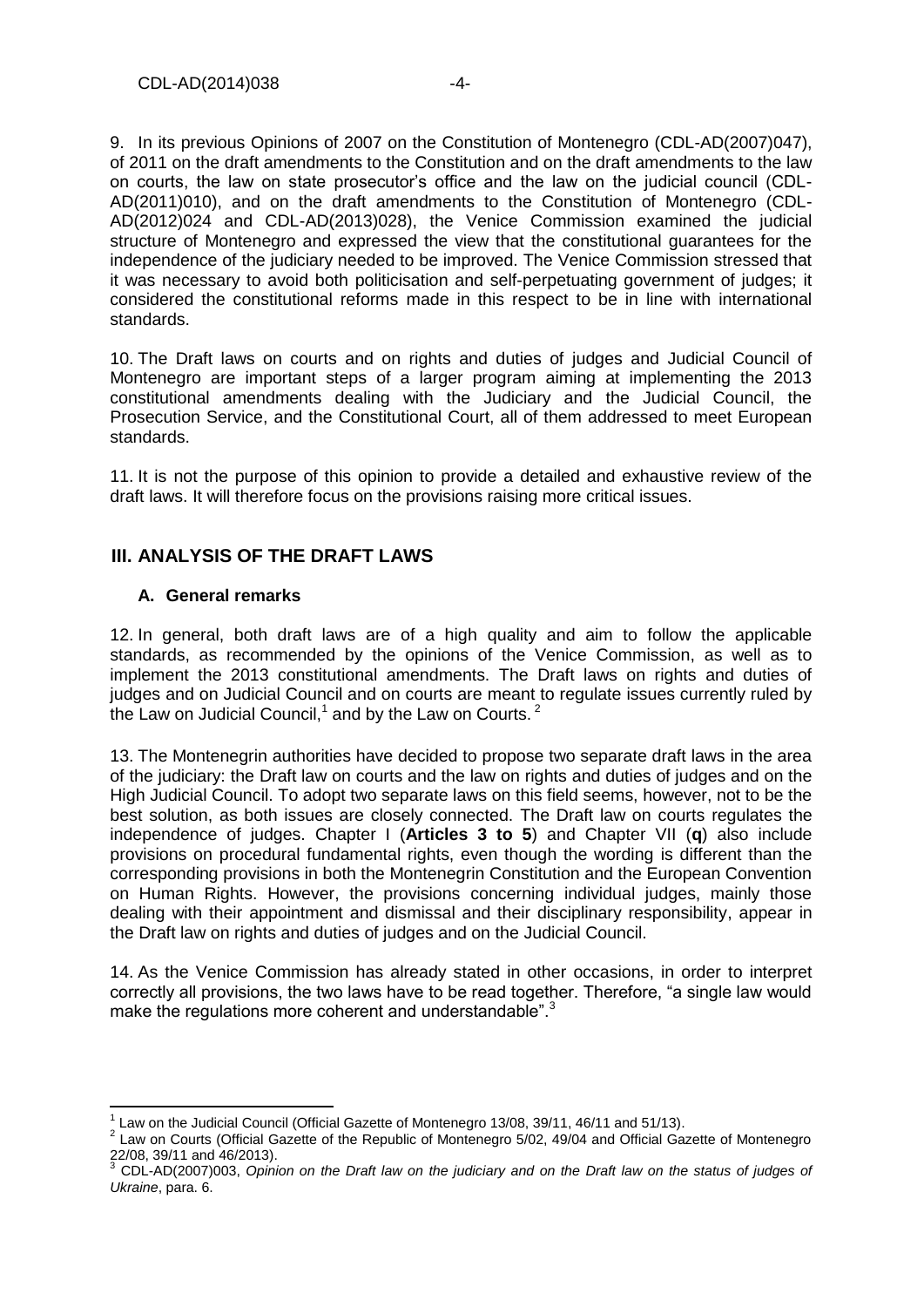9. In its previous Opinions of 2007 on the Constitution of Montenegro (CDL-AD(2007)047), of 2011 on the draft amendments to the Constitution and on the draft amendments to the law on courts, the law on state prosecutor's office and the law on the judicial council (CDL-AD(2011)010), and on the draft amendments to the Constitution of Montenegro (CDL-AD(2012)024 and CDL-AD(2013)028), the Venice Commission examined the judicial structure of Montenegro and expressed the view that the constitutional guarantees for the independence of the judiciary needed to be improved. The Venice Commission stressed that it was necessary to avoid both politicisation and self-perpetuating government of judges; it considered the constitutional reforms made in this respect to be in line with international standards.

10. The Draft laws on courts and on rights and duties of judges and Judicial Council of Montenegro are important steps of a larger program aiming at implementing the 2013 constitutional amendments dealing with the Judiciary and the Judicial Council, the Prosecution Service, and the Constitutional Court, all of them addressed to meet European standards.

11. It is not the purpose of this opinion to provide a detailed and exhaustive review of the draft laws. It will therefore focus on the provisions raising more critical issues.

## III. ANALYSIS OF THE DRAFT LAWS

### A. General remarks

12. In general, both draft laws are of a high quality and aim to follow the applicable standards, as recommended by the opinions of the Venice Commission, as well as to implement the 2013 constitutional amendments. The Draft laws on rights and duties of judges and on Judicial Council and on courts are meant to regulate issues currently ruled by the Law on Judicial Council,[1] and by the Law on Courts.[2]

13. The Montenegrin authorities have decided to propose two separate draft laws in the area of the judiciary: the Draft law on courts and the law on rights and duties of judges and on the High Judicial Council. To adopt two separate laws on this field seems, however, not to be the best solution, as both issues are closely connected. The Draft law on courts regulates the independence of judges. Chapter I (**Articles 3 to 5**) and Chapter VII (**q**) also include provisions on procedural fundamental rights, even though the wording is different than the corresponding provisions in both the Montenegrin Constitution and the European Convention on Human Rights. However, the provisions concerning individual judges, mainly those dealing with their appointment and dismissal and their disciplinary responsibility, appear in the Draft law on rights and duties of judges and on the Judicial Council.

14. As the Venice Commission has already stated in other occasions, in order to interpret correctly all provisions, the two laws have to be read together. Therefore, "a single law would make the regulations more coherent and understandable".[3]

---

[1] Law on the Judicial Council (Official Gazette of Montenegro 13/08, 39/11, 46/11 and 51/13).

[2] Law on Courts (Official Gazette of the Republic of Montenegro 5/02, 49/04 and Official Gazette of Montenegro 22/08, 39/11 and 46/2013).

[3] CDL-AD(2007)003, *Opinion on the Draft law on the judiciary and on the Draft law on the status of judges of Ukraine*, para. 6.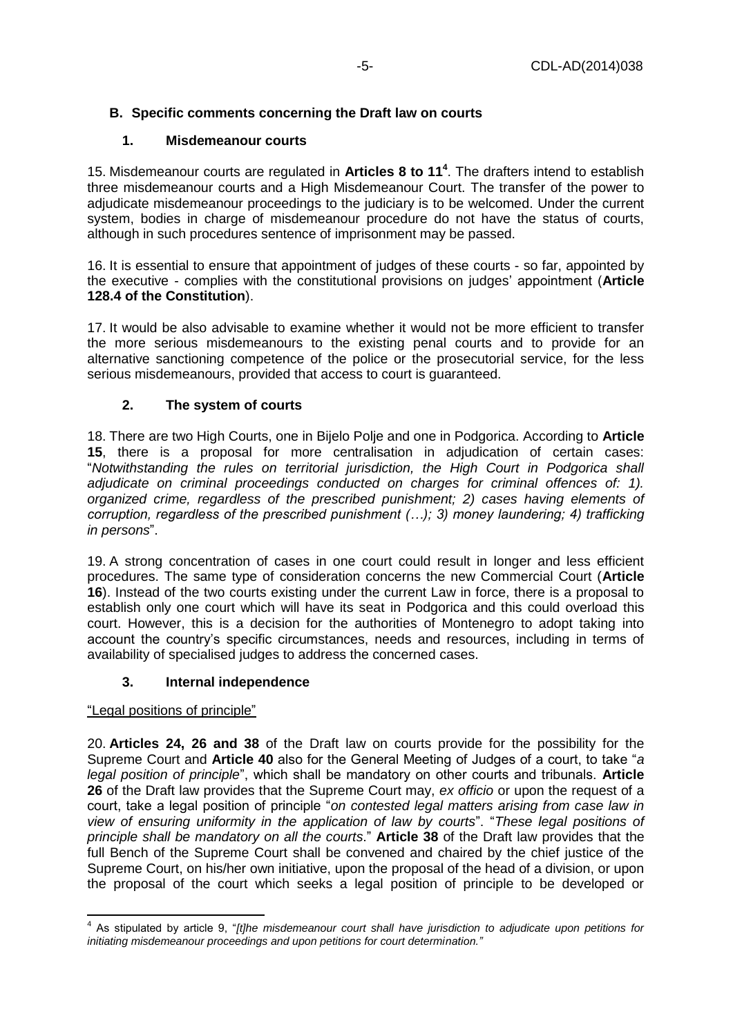### B. Specific comments concerning the Draft law on courts

#### 1. Misdemeanour courts

15. Misdemeanour courts are regulated in **Articles 8 to 11**[4]. The drafters intend to establish three misdemeanour courts and a High Misdemeanour Court. The transfer of the power to adjudicate misdemeanour proceedings to the judiciary is to be welcomed. Under the current system, bodies in charge of misdemeanour procedure do not have the status of courts, although in such procedures sentence of imprisonment may be passed.

16. It is essential to ensure that appointment of judges of these courts - so far, appointed by the executive - complies with the constitutional provisions on judges' appointment (**Article 128.4 of the Constitution**).

17. It would be also advisable to examine whether it would not be more efficient to transfer the more serious misdemeanours to the existing penal courts and to provide for an alternative sanctioning competence of the police or the prosecutorial service, for the less serious misdemeanours, provided that access to court is guaranteed.

#### 2. The system of courts

18. There are two High Courts, one in Bijelo Polje and one in Podgorica. According to **Article 15**, there is a proposal for more centralisation in adjudication of certain cases: "*Notwithstanding the rules on territorial jurisdiction, the High Court in Podgorica shall adjudicate on criminal proceedings conducted on charges for criminal offences of: 1). organized crime, regardless of the prescribed punishment; 2) cases having elements of corruption, regardless of the prescribed punishment (…); 3) money laundering; 4) trafficking in persons*".

19. A strong concentration of cases in one court could result in longer and less efficient procedures. The same type of consideration concerns the new Commercial Court (**Article 16**). Instead of the two courts existing under the current Law in force, there is a proposal to establish only one court which will have its seat in Podgorica and this could overload this court. However, this is a decision for the authorities of Montenegro to adopt taking into account the country's specific circumstances, needs and resources, including in terms of availability of specialised judges to address the concerned cases.

#### 3. Internal independence

<u>"Legal positions of principle"</u>

20. **Articles 24, 26 and 38** of the Draft law on courts provide for the possibility for the Supreme Court and **Article 40** also for the General Meeting of Judges of a court, to take "*a legal position of principle*", which shall be mandatory on other courts and tribunals. **Article 26** of the Draft law provides that the Supreme Court may, *ex officio* or upon the request of a court, take a legal position of principle "*on contested legal matters arising from case law in view of ensuring uniformity in the application of law by courts*". "*These legal positions of principle shall be mandatory on all the courts*." **Article 38** of the Draft law provides that the full Bench of the Supreme Court shall be convened and chaired by the chief justice of the Supreme Court, on his/her own initiative, upon the proposal of the head of a division, or upon the proposal of the court which seeks a legal position of principle to be developed or

---

[4] As stipulated by article 9, "*[t]he misdemeanour court shall have jurisdiction to adjudicate upon petitions for initiating misdemeanour proceedings and upon petitions for court determination.*"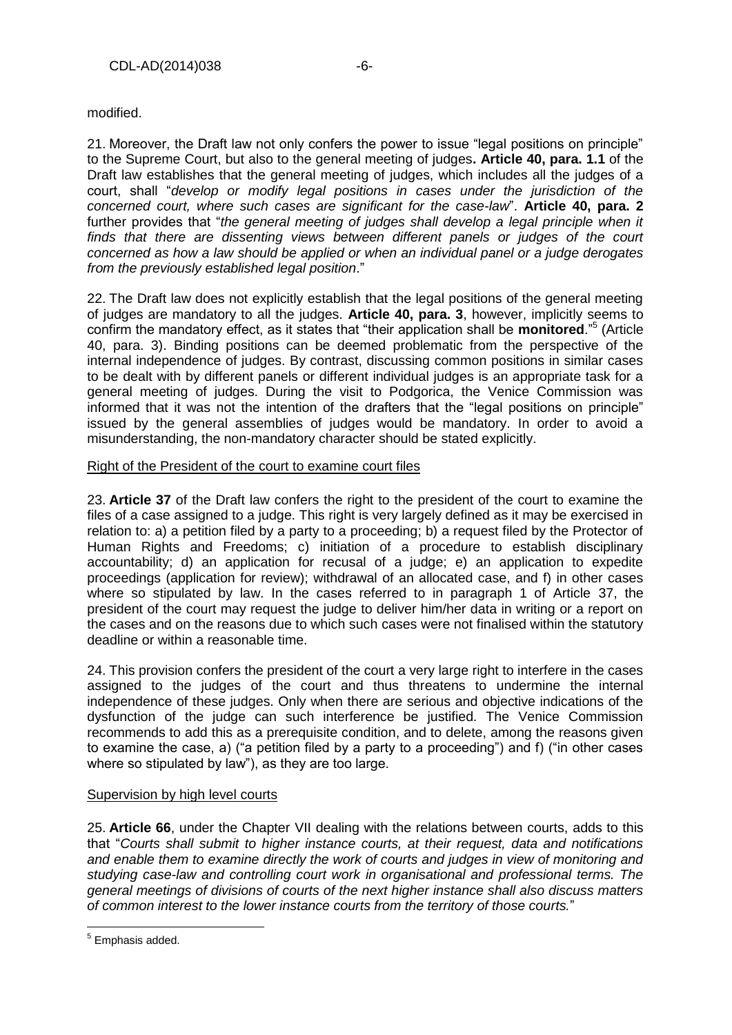modified.

21. Moreover, the Draft law not only confers the power to issue "legal positions on principle" to the Supreme Court, but also to the general meeting of judges**. Article 40, para. 1.1** of the Draft law establishes that the general meeting of judges, which includes all the judges of a court, shall "*develop or modify legal positions in cases under the jurisdiction of the concerned court, where such cases are significant for the case-law*". **Article 40, para. 2** further provides that "*the general meeting of judges shall develop a legal principle when it finds that there are dissenting views between different panels or judges of the court concerned as how a law should be applied or when an individual panel or a judge derogates from the previously established legal position*."

22. The Draft law does not explicitly establish that the legal positions of the general meeting of judges are mandatory to all the judges. **Article 40, para. 3**, however, implicitly seems to confirm the mandatory effect, as it states that "their application shall be **monitored**."[5] (Article 40, para. 3). Binding positions can be deemed problematic from the perspective of the internal independence of judges. By contrast, discussing common positions in similar cases to be dealt with by different panels or different individual judges is an appropriate task for a general meeting of judges. During the visit to Podgorica, the Venice Commission was informed that it was not the intention of the drafters that the "legal positions on principle" issued by the general assemblies of judges would be mandatory. In order to avoid a misunderstanding, the non-mandatory character should be stated explicitly.

Right of the President of the court to examine court files

23. **Article 37** of the Draft law confers the right to the president of the court to examine the files of a case assigned to a judge. This right is very largely defined as it may be exercised in relation to: a) a petition filed by a party to a proceeding; b) a request filed by the Protector of Human Rights and Freedoms; c) initiation of a procedure to establish disciplinary accountability; d) an application for recusal of a judge; e) an application to expedite proceedings (application for review); withdrawal of an allocated case, and f) in other cases where so stipulated by law. In the cases referred to in paragraph 1 of Article 37, the president of the court may request the judge to deliver him/her data in writing or a report on the cases and on the reasons due to which such cases were not finalised within the statutory deadline or within a reasonable time.

24. This provision confers the president of the court a very large right to interfere in the cases assigned to the judges of the court and thus threatens to undermine the internal independence of these judges. Only when there are serious and objective indications of the dysfunction of the judge can such interference be justified. The Venice Commission recommends to add this as a prerequisite condition, and to delete, among the reasons given to examine the case, a) ("a petition filed by a party to a proceeding") and f) ("in other cases where so stipulated by law"), as they are too large.

Supervision by high level courts

25. **Article 66**, under the Chapter VII dealing with the relations between courts, adds to this that "*Courts shall submit to higher instance courts, at their request, data and notifications and enable them to examine directly the work of courts and judges in view of monitoring and studying case-law and controlling court work in organisational and professional terms. The general meetings of divisions of courts of the next higher instance shall also discuss matters of common interest to the lower instance courts from the territory of those courts.*"

[5] Emphasis added.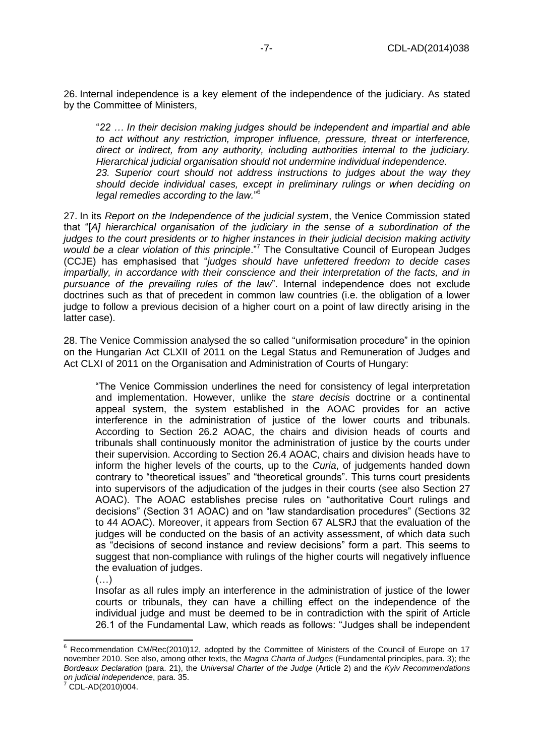26. Internal independence is a key element of the independence of the judiciary. As stated by the Committee of Ministers,

> "*22 … In their decision making judges should be independent and impartial and able to act without any restriction, improper influence, pressure, threat or interference, direct or indirect, from any authority, including authorities internal to the judiciary. Hierarchical judicial organisation should not undermine individual independence.*
> *23. Superior court should not address instructions to judges about the way they should decide individual cases, except in preliminary rulings or when deciding on legal remedies according to the law.*"[6]

27. In its *Report on the Independence of the judicial system*, the Venice Commission stated that "[*A] hierarchical organisation of the judiciary in the sense of a subordination of the judges to the court presidents or to higher instances in their judicial decision making activity would be a clear violation of this principle*."[7] The Consultative Council of European Judges (CCJE) has emphasised that "*judges should have unfettered freedom to decide cases impartially, in accordance with their conscience and their interpretation of the facts, and in pursuance of the prevailing rules of the law*". Internal independence does not exclude doctrines such as that of precedent in common law countries (i.e. the obligation of a lower judge to follow a previous decision of a higher court on a point of law directly arising in the latter case).

28. The Venice Commission analysed the so called "uniformisation procedure" in the opinion on the Hungarian Act CLXII of 2011 on the Legal Status and Remuneration of Judges and Act CLXI of 2011 on the Organisation and Administration of Courts of Hungary:

> "The Venice Commission underlines the need for consistency of legal interpretation and implementation. However, unlike the *stare decisis* doctrine or a continental appeal system, the system established in the AOAC provides for an active interference in the administration of justice of the lower courts and tribunals. According to Section 26.2 AOAC, the chairs and division heads of courts and tribunals shall continuously monitor the administration of justice by the courts under their supervision. According to Section 26.4 AOAC, chairs and division heads have to inform the higher levels of the courts, up to the *Curia*, of judgements handed down contrary to "theoretical issues" and "theoretical grounds". This turns court presidents into supervisors of the adjudication of the judges in their courts (see also Section 27 AOAC). The AOAC establishes precise rules on "authoritative Court rulings and decisions" (Section 31 AOAC) and on "law standardisation procedures" (Sections 32 to 44 AOAC). Moreover, it appears from Section 67 ALSRJ that the evaluation of the judges will be conducted on the basis of an activity assessment, of which data such as "decisions of second instance and review decisions" form a part. This seems to suggest that non-compliance with rulings of the higher courts will negatively influence the evaluation of judges.
>
> (…)
>
> Insofar as all rules imply an interference in the administration of justice of the lower courts or tribunals, they can have a chilling effect on the independence of the individual judge and must be deemed to be in contradiction with the spirit of Article 26.1 of the Fundamental Law, which reads as follows: "Judges shall be independent

---

[6] Recommendation CM/Rec(2010)12, adopted by the Committee of Ministers of the Council of Europe on 17 november 2010. See also, among other texts, the *Magna Charta of Judges* (Fundamental principles, para. 3); the *Bordeaux Declaration* (para. 21), the *Universal Charter of the Judge* (Article 2) and the *Kyiv Recommendations on judicial independence*, para. 35.

[7] CDL-AD(2010)004.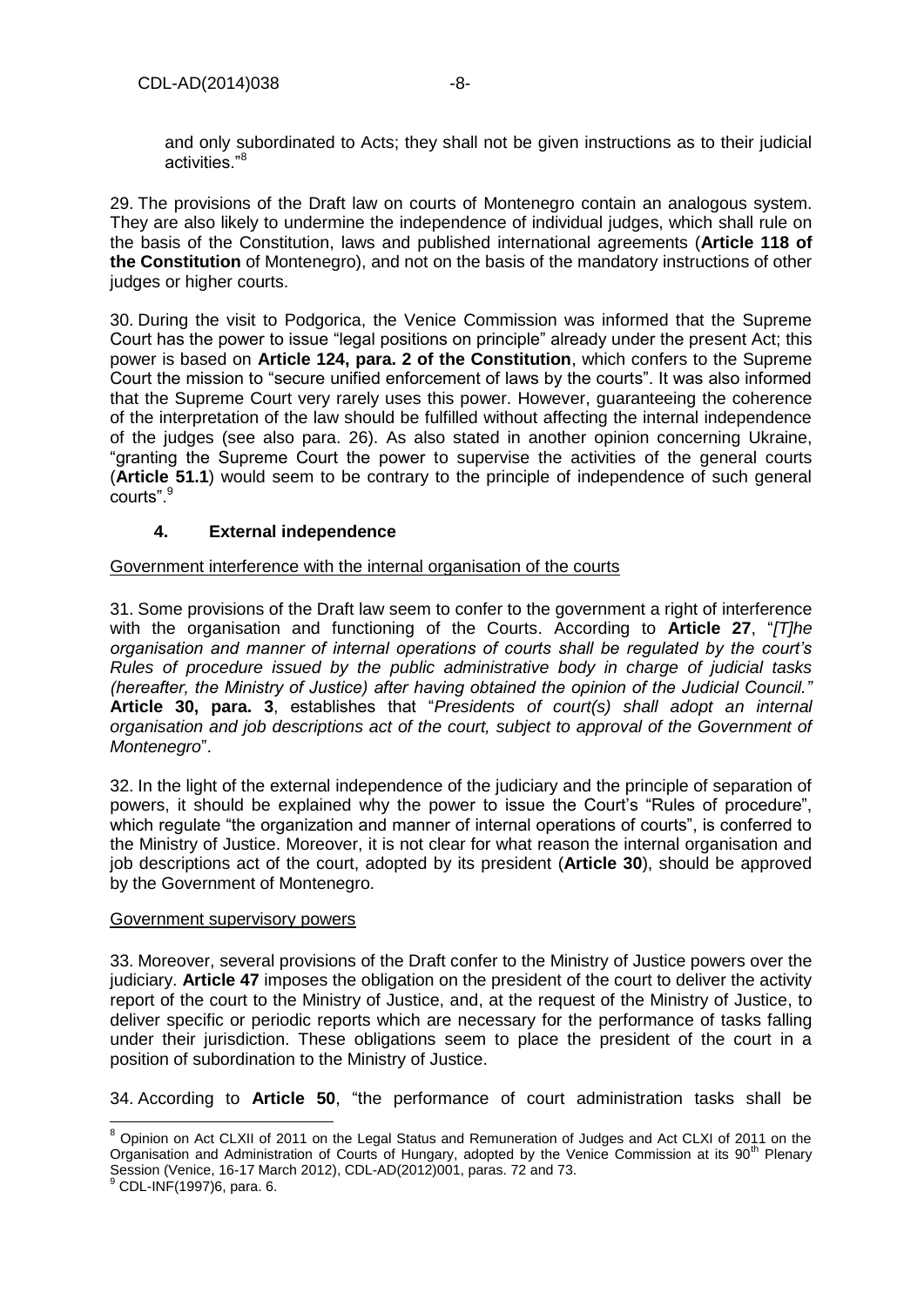and only subordinated to Acts; they shall not be given instructions as to their judicial activities."[8]

29. The provisions of the Draft law on courts of Montenegro contain an analogous system. They are also likely to undermine the independence of individual judges, which shall rule on the basis of the Constitution, laws and published international agreements (**Article 118 of the Constitution** of Montenegro), and not on the basis of the mandatory instructions of other judges or higher courts.

30. During the visit to Podgorica, the Venice Commission was informed that the Supreme Court has the power to issue "legal positions on principle" already under the present Act; this power is based on **Article 124, para. 2 of the Constitution**, which confers to the Supreme Court the mission to "secure unified enforcement of laws by the courts". It was also informed that the Supreme Court very rarely uses this power. However, guaranteeing the coherence of the interpretation of the law should be fulfilled without affecting the internal independence of the judges (see also para. 26). As also stated in another opinion concerning Ukraine, "granting the Supreme Court the power to supervise the activities of the general courts (**Article 51.1**) would seem to be contrary to the principle of independence of such general courts".[9]

## 4. External independence

Government interference with the internal organisation of the courts

31. Some provisions of the Draft law seem to confer to the government a right of interference with the organisation and functioning of the Courts. According to **Article 27**, "*[T]he organisation and manner of internal operations of courts shall be regulated by the court's Rules of procedure issued by the public administrative body in charge of judicial tasks (hereafter, the Ministry of Justice) after having obtained the opinion of the Judicial Council."* **Article 30, para. 3**, establishes that "*Presidents of court(s) shall adopt an internal organisation and job descriptions act of the court, subject to approval of the Government of Montenegro*".

32. In the light of the external independence of the judiciary and the principle of separation of powers, it should be explained why the power to issue the Court's "Rules of procedure", which regulate "the organization and manner of internal operations of courts", is conferred to the Ministry of Justice. Moreover, it is not clear for what reason the internal organisation and job descriptions act of the court, adopted by its president (**Article 30**), should be approved by the Government of Montenegro.

Government supervisory powers

33. Moreover, several provisions of the Draft confer to the Ministry of Justice powers over the judiciary. **Article 47** imposes the obligation on the president of the court to deliver the activity report of the court to the Ministry of Justice, and, at the request of the Ministry of Justice, to deliver specific or periodic reports which are necessary for the performance of tasks falling under their jurisdiction. These obligations seem to place the president of the court in a position of subordination to the Ministry of Justice.

34. According to **Article 50**, "the performance of court administration tasks shall be

---

[8] Opinion on Act CLXII of 2011 on the Legal Status and Remuneration of Judges and Act CLXI of 2011 on the Organisation and Administration of Courts of Hungary, adopted by the Venice Commission at its 90th Plenary Session (Venice, 16-17 March 2012), CDL-AD(2012)001, paras. 72 and 73.

[9] CDL-INF(1997)6, para. 6.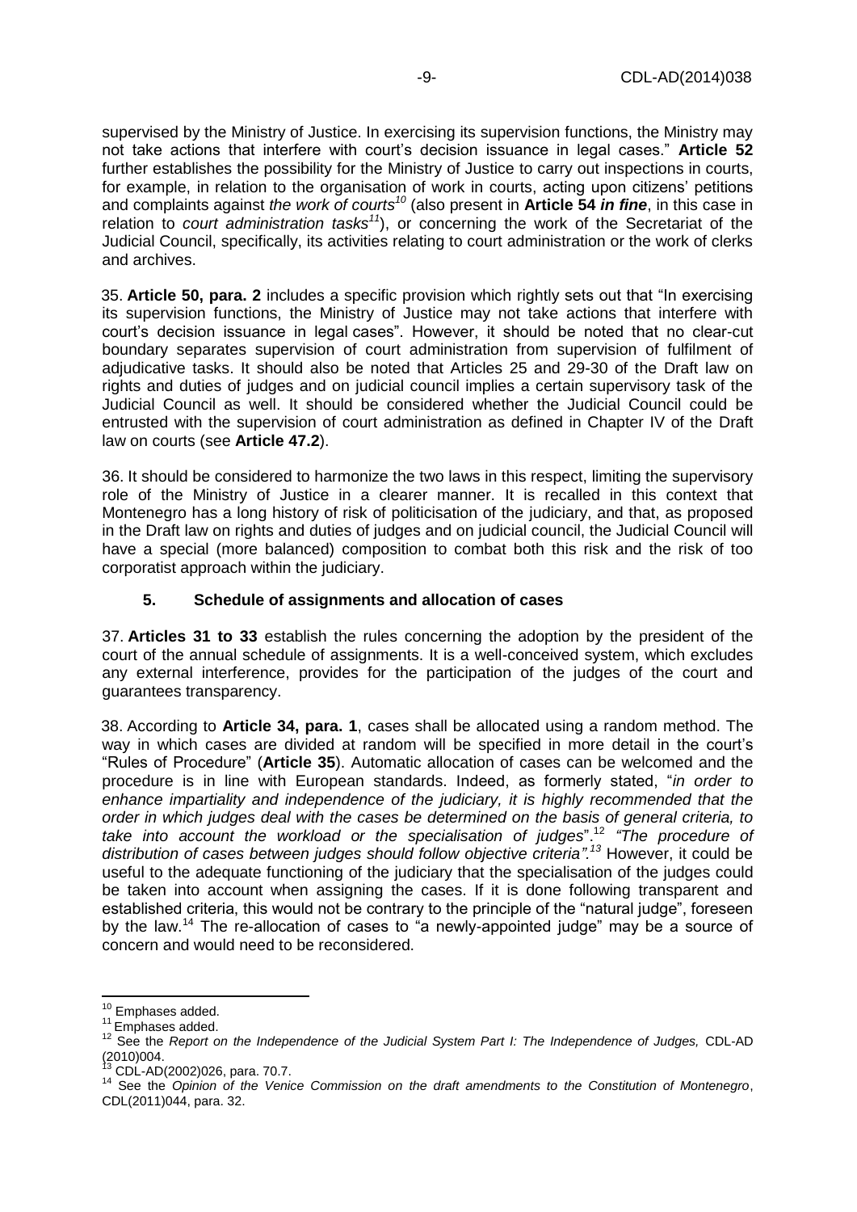supervised by the Ministry of Justice. In exercising its supervision functions, the Ministry may not take actions that interfere with court's decision issuance in legal cases." **Article 52** further establishes the possibility for the Ministry of Justice to carry out inspections in courts, for example, in relation to the organisation of work in courts, acting upon citizens' petitions and complaints against *the work of courts*[10] (also present in **Article 54 *in fine***, in this case in relation to *court administration tasks*[11]), or concerning the work of the Secretariat of the Judicial Council, specifically, its activities relating to court administration or the work of clerks and archives.

35. **Article 50, para. 2** includes a specific provision which rightly sets out that "In exercising its supervision functions, the Ministry of Justice may not take actions that interfere with court's decision issuance in legal cases". However, it should be noted that no clear-cut boundary separates supervision of court administration from supervision of fulfilment of adjudicative tasks. It should also be noted that Articles 25 and 29-30 of the Draft law on rights and duties of judges and on judicial council implies a certain supervisory task of the Judicial Council as well. It should be considered whether the Judicial Council could be entrusted with the supervision of court administration as defined in Chapter IV of the Draft law on courts (see **Article 47.2**).

36. It should be considered to harmonize the two laws in this respect, limiting the supervisory role of the Ministry of Justice in a clearer manner. It is recalled in this context that Montenegro has a long history of risk of politicisation of the judiciary, and that, as proposed in the Draft law on rights and duties of judges and on judicial council, the Judicial Council will have a special (more balanced) composition to combat both this risk and the risk of too corporatist approach within the judiciary.

### 5. Schedule of assignments and allocation of cases

37. **Articles 31 to 33** establish the rules concerning the adoption by the president of the court of the annual schedule of assignments. It is a well-conceived system, which excludes any external interference, provides for the participation of the judges of the court and guarantees transparency.

38. According to **Article 34, para. 1**, cases shall be allocated using a random method. The way in which cases are divided at random will be specified in more detail in the court's "Rules of Procedure" (**Article 35**). Automatic allocation of cases can be welcomed and the procedure is in line with European standards. Indeed, as formerly stated, "*in order to enhance impartiality and independence of the judiciary, it is highly recommended that the order in which judges deal with the cases be determined on the basis of general criteria, to take into account the workload or the specialisation of judges*".[12] *"The procedure of distribution of cases between judges should follow objective criteria".*[13] However, it could be useful to the adequate functioning of the judiciary that the specialisation of the judges could be taken into account when assigning the cases. If it is done following transparent and established criteria, this would not be contrary to the principle of the "natural judge", foreseen by the law.[14] The re-allocation of cases to "a newly-appointed judge" may be a source of concern and would need to be reconsidered.

---

[10] Emphases added.

[11] Emphases added.

[12] See the *Report on the Independence of the Judicial System Part I: The Independence of Judges,* CDL-AD (2010)004.

[13] CDL-AD(2002)026, para. 70.7.

[14] See the *Opinion of the Venice Commission on the draft amendments to the Constitution of Montenegro*, CDL(2011)044, para. 32.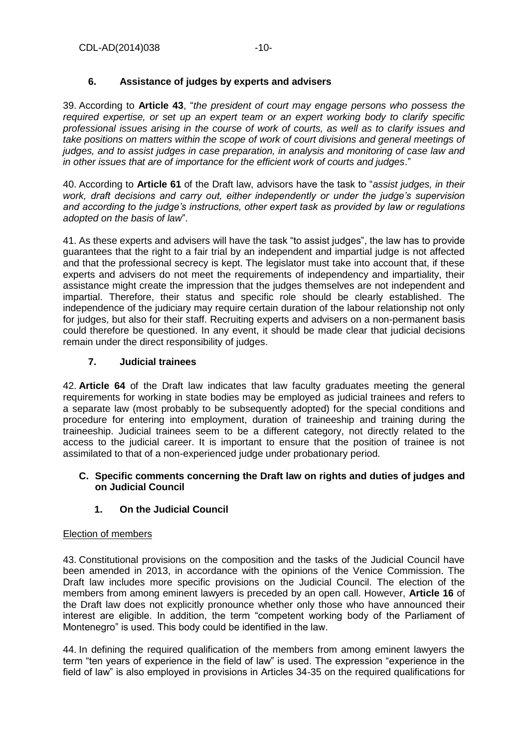### 6. Assistance of judges by experts and advisers

39. According to **Article 43**, "*the president of court may engage persons who possess the required expertise, or set up an expert team or an expert working body to clarify specific professional issues arising in the course of work of courts, as well as to clarify issues and take positions on matters within the scope of work of court divisions and general meetings of judges, and to assist judges in case preparation, in analysis and monitoring of case law and in other issues that are of importance for the efficient work of courts and judges*."

40. According to **Article 61** of the Draft law, advisors have the task to "*assist judges, in their work, draft decisions and carry out, either independently or under the judge's supervision and according to the judge's instructions, other expert task as provided by law or regulations adopted on the basis of law*".

41. As these experts and advisers will have the task "to assist judges", the law has to provide guarantees that the right to a fair trial by an independent and impartial judge is not affected and that the professional secrecy is kept. The legislator must take into account that, if these experts and advisers do not meet the requirements of independency and impartiality, their assistance might create the impression that the judges themselves are not independent and impartial. Therefore, their status and specific role should be clearly established. The independence of the judiciary may require certain duration of the labour relationship not only for judges, but also for their staff. Recruiting experts and advisers on a non-permanent basis could therefore be questioned. In any event, it should be made clear that judicial decisions remain under the direct responsibility of judges.

### 7. Judicial trainees

42. **Article 64** of the Draft law indicates that law faculty graduates meeting the general requirements for working in state bodies may be employed as judicial trainees and refers to a separate law (most probably to be subsequently adopted) for the special conditions and procedure for entering into employment, duration of traineeship and training during the traineeship. Judicial trainees seem to be a different category, not directly related to the access to the judicial career. It is important to ensure that the position of trainee is not assimilated to that of a non-experienced judge under probationary period.

## C. Specific comments concerning the Draft law on rights and duties of judges and on Judicial Council

### 1. On the Judicial Council

Election of members

43. Constitutional provisions on the composition and the tasks of the Judicial Council have been amended in 2013, in accordance with the opinions of the Venice Commission. The Draft law includes more specific provisions on the Judicial Council. The election of the members from among eminent lawyers is preceded by an open call. However, **Article 16** of the Draft law does not explicitly pronounce whether only those who have announced their interest are eligible. In addition, the term "competent working body of the Parliament of Montenegro" is used. This body could be identified in the law.

44. In defining the required qualification of the members from among eminent lawyers the term "ten years of experience in the field of law" is used. The expression "experience in the field of law" is also employed in provisions in Articles 34-35 on the required qualifications for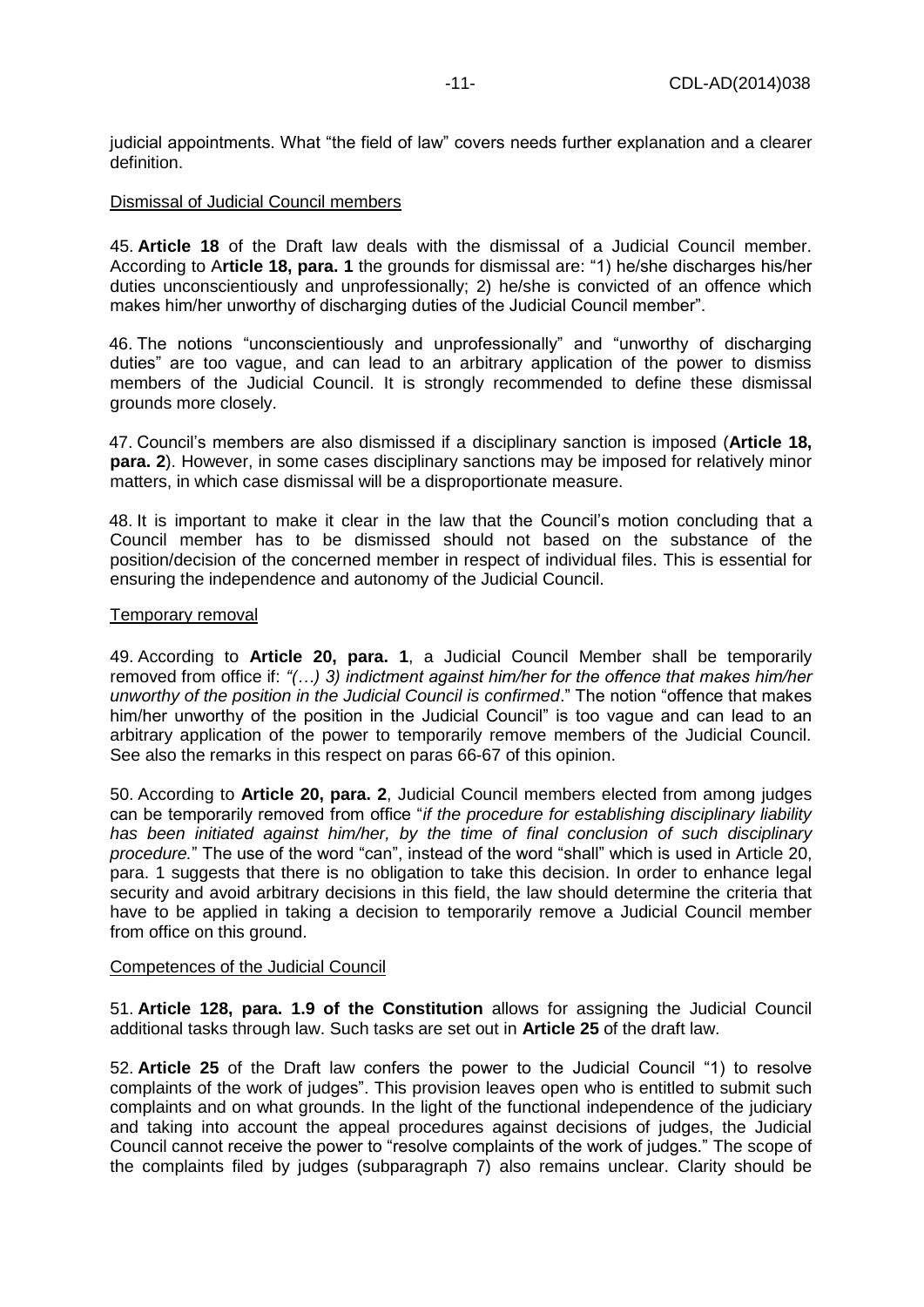judicial appointments. What "the field of law" covers needs further explanation and a clearer definition.

<u>Dismissal of Judicial Council members</u>

45. **Article 18** of the Draft law deals with the dismissal of a Judicial Council member. According to A**rticle 18, para. 1** the grounds for dismissal are: "1) he/she discharges his/her duties unconscientiously and unprofessionally; 2) he/she is convicted of an offence which makes him/her unworthy of discharging duties of the Judicial Council member".

46. The notions "unconscientiously and unprofessionally" and "unworthy of discharging duties" are too vague, and can lead to an arbitrary application of the power to dismiss members of the Judicial Council. It is strongly recommended to define these dismissal grounds more closely.

47. Council's members are also dismissed if a disciplinary sanction is imposed (**Article 18, para. 2**). However, in some cases disciplinary sanctions may be imposed for relatively minor matters, in which case dismissal will be a disproportionate measure.

48. It is important to make it clear in the law that the Council's motion concluding that a Council member has to be dismissed should not based on the substance of the position/decision of the concerned member in respect of individual files. This is essential for ensuring the independence and autonomy of the Judicial Council.

<u>Temporary removal</u>

49. According to **Article 20, para. 1**, a Judicial Council Member shall be temporarily removed from office if: *"(…) 3) indictment against him/her for the offence that makes him/her unworthy of the position in the Judicial Council is confirmed*." The notion "offence that makes him/her unworthy of the position in the Judicial Council" is too vague and can lead to an arbitrary application of the power to temporarily remove members of the Judicial Council. See also the remarks in this respect on paras 66-67 of this opinion.

50. According to **Article 20, para. 2**, Judicial Council members elected from among judges can be temporarily removed from office "*if the procedure for establishing disciplinary liability has been initiated against him/her, by the time of final conclusion of such disciplinary procedure.*" The use of the word "can", instead of the word "shall" which is used in Article 20, para. 1 suggests that there is no obligation to take this decision. In order to enhance legal security and avoid arbitrary decisions in this field, the law should determine the criteria that have to be applied in taking a decision to temporarily remove a Judicial Council member from office on this ground.

<u>Competences of the Judicial Council</u>

51. **Article 128, para. 1.9 of the Constitution** allows for assigning the Judicial Council additional tasks through law. Such tasks are set out in **Article 25** of the draft law.

52. **Article 25** of the Draft law confers the power to the Judicial Council "1) to resolve complaints of the work of judges". This provision leaves open who is entitled to submit such complaints and on what grounds. In the light of the functional independence of the judiciary and taking into account the appeal procedures against decisions of judges, the Judicial Council cannot receive the power to "resolve complaints of the work of judges." The scope of the complaints filed by judges (subparagraph 7) also remains unclear. Clarity should be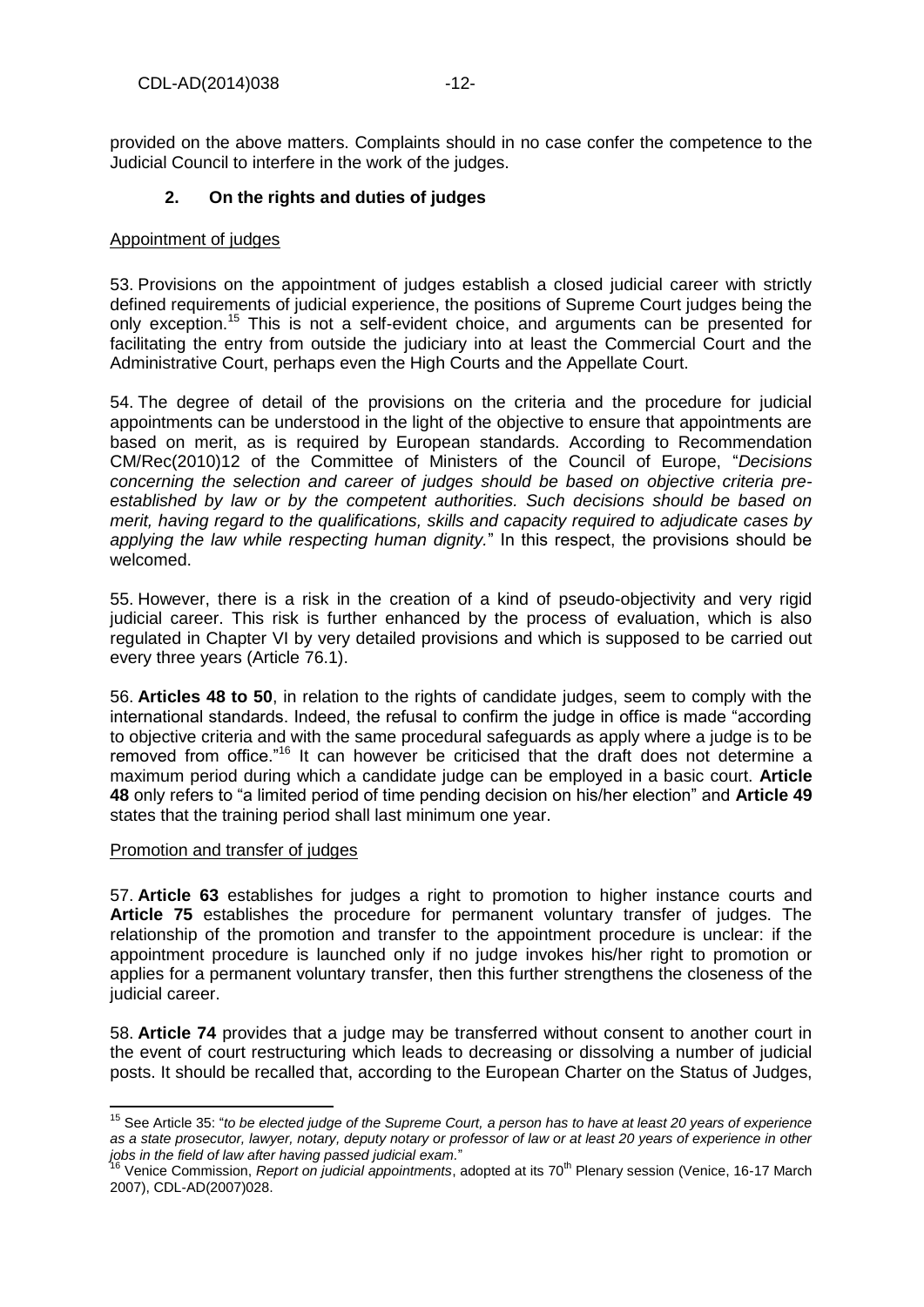provided on the above matters. Complaints should in no case confer the competence to the Judicial Council to interfere in the work of the judges.

### 2. On the rights and duties of judges

Appointment of judges

53. Provisions on the appointment of judges establish a closed judicial career with strictly defined requirements of judicial experience, the positions of Supreme Court judges being the only exception.[15] This is not a self-evident choice, and arguments can be presented for facilitating the entry from outside the judiciary into at least the Commercial Court and the Administrative Court, perhaps even the High Courts and the Appellate Court.

54. The degree of detail of the provisions on the criteria and the procedure for judicial appointments can be understood in the light of the objective to ensure that appointments are based on merit, as is required by European standards. According to Recommendation CM/Rec(2010)12 of the Committee of Ministers of the Council of Europe, "*Decisions concerning the selection and career of judges should be based on objective criteria pre-established by law or by the competent authorities. Such decisions should be based on merit, having regard to the qualifications, skills and capacity required to adjudicate cases by applying the law while respecting human dignity.*" In this respect, the provisions should be welcomed.

55. However, there is a risk in the creation of a kind of pseudo-objectivity and very rigid judicial career. This risk is further enhanced by the process of evaluation, which is also regulated in Chapter VI by very detailed provisions and which is supposed to be carried out every three years (Article 76.1).

56. **Articles 48 to 50**, in relation to the rights of candidate judges, seem to comply with the international standards. Indeed, the refusal to confirm the judge in office is made "according to objective criteria and with the same procedural safeguards as apply where a judge is to be removed from office."[16] It can however be criticised that the draft does not determine a maximum period during which a candidate judge can be employed in a basic court. **Article 48** only refers to "a limited period of time pending decision on his/her election" and **Article 49** states that the training period shall last minimum one year.

Promotion and transfer of judges

57. **Article 63** establishes for judges a right to promotion to higher instance courts and **Article 75** establishes the procedure for permanent voluntary transfer of judges. The relationship of the promotion and transfer to the appointment procedure is unclear: if the appointment procedure is launched only if no judge invokes his/her right to promotion or applies for a permanent voluntary transfer, then this further strengthens the closeness of the judicial career.

58. **Article 74** provides that a judge may be transferred without consent to another court in the event of court restructuring which leads to decreasing or dissolving a number of judicial posts. It should be recalled that, according to the European Charter on the Status of Judges,

---

[15] See Article 35: "*to be elected judge of the Supreme Court, a person has to have at least 20 years of experience as a state prosecutor, lawyer, notary, deputy notary or professor of law or at least 20 years of experience in other jobs in the field of law after having passed judicial exam*."

[16] Venice Commission, *Report on judicial appointments*, adopted at its 70th Plenary session (Venice, 16-17 March 2007), CDL-AD(2007)028.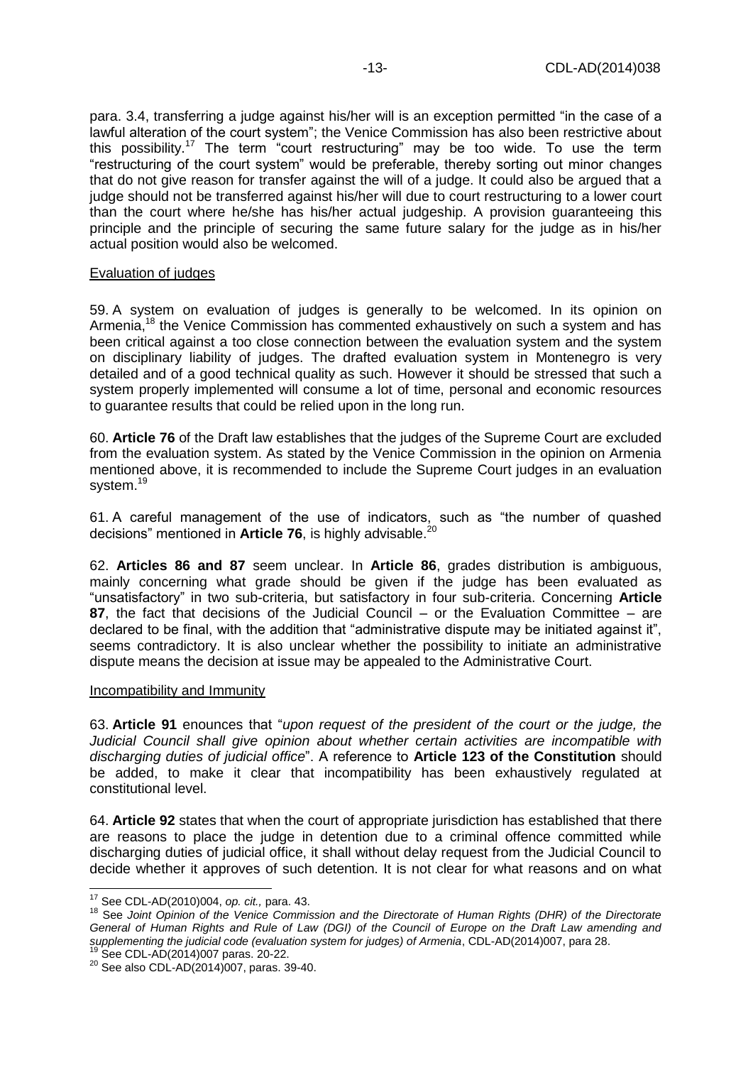para. 3.4, transferring a judge against his/her will is an exception permitted "in the case of a lawful alteration of the court system"; the Venice Commission has also been restrictive about this possibility.[17] The term "court restructuring" may be too wide. To use the term "restructuring of the court system" would be preferable, thereby sorting out minor changes that do not give reason for transfer against the will of a judge. It could also be argued that a judge should not be transferred against his/her will due to court restructuring to a lower court than the court where he/she has his/her actual judgeship. A provision guaranteeing this principle and the principle of securing the same future salary for the judge as in his/her actual position would also be welcomed.

Evaluation of judges

59. A system on evaluation of judges is generally to be welcomed. In its opinion on Armenia,[18] the Venice Commission has commented exhaustively on such a system and has been critical against a too close connection between the evaluation system and the system on disciplinary liability of judges. The drafted evaluation system in Montenegro is very detailed and of a good technical quality as such. However it should be stressed that such a system properly implemented will consume a lot of time, personal and economic resources to guarantee results that could be relied upon in the long run.

60. **Article 76** of the Draft law establishes that the judges of the Supreme Court are excluded from the evaluation system. As stated by the Venice Commission in the opinion on Armenia mentioned above, it is recommended to include the Supreme Court judges in an evaluation system.[19]

61. A careful management of the use of indicators, such as "the number of quashed decisions" mentioned in **Article 76**, is highly advisable.[20]

62. **Articles 86 and 87** seem unclear. In **Article 86**, grades distribution is ambiguous, mainly concerning what grade should be given if the judge has been evaluated as "unsatisfactory" in two sub-criteria, but satisfactory in four sub-criteria. Concerning **Article 87**, the fact that decisions of the Judicial Council – or the Evaluation Committee – are declared to be final, with the addition that "administrative dispute may be initiated against it", seems contradictory. It is also unclear whether the possibility to initiate an administrative dispute means the decision at issue may be appealed to the Administrative Court.

Incompatibility and Immunity

63. **Article 91** enounces that "*upon request of the president of the court or the judge, the Judicial Council shall give opinion about whether certain activities are incompatible with discharging duties of judicial office*". A reference to **Article 123 of the Constitution** should be added, to make it clear that incompatibility has been exhaustively regulated at constitutional level.

64. **Article 92** states that when the court of appropriate jurisdiction has established that there are reasons to place the judge in detention due to a criminal offence committed while discharging duties of judicial office, it shall without delay request from the Judicial Council to decide whether it approves of such detention. It is not clear for what reasons and on what

---

[17] See CDL-AD(2010)004, *op. cit.,* para. 43.

[18] See *Joint Opinion of the Venice Commission and the Directorate of Human Rights (DHR) of the Directorate General of Human Rights and Rule of Law (DGI) of the Council of Europe on the Draft Law amending and supplementing the judicial code (evaluation system for judges) of Armenia*, CDL-AD(2014)007, para 28.

[19] See CDL-AD(2014)007 paras. 20-22.

[20] See also CDL-AD(2014)007, paras. 39-40.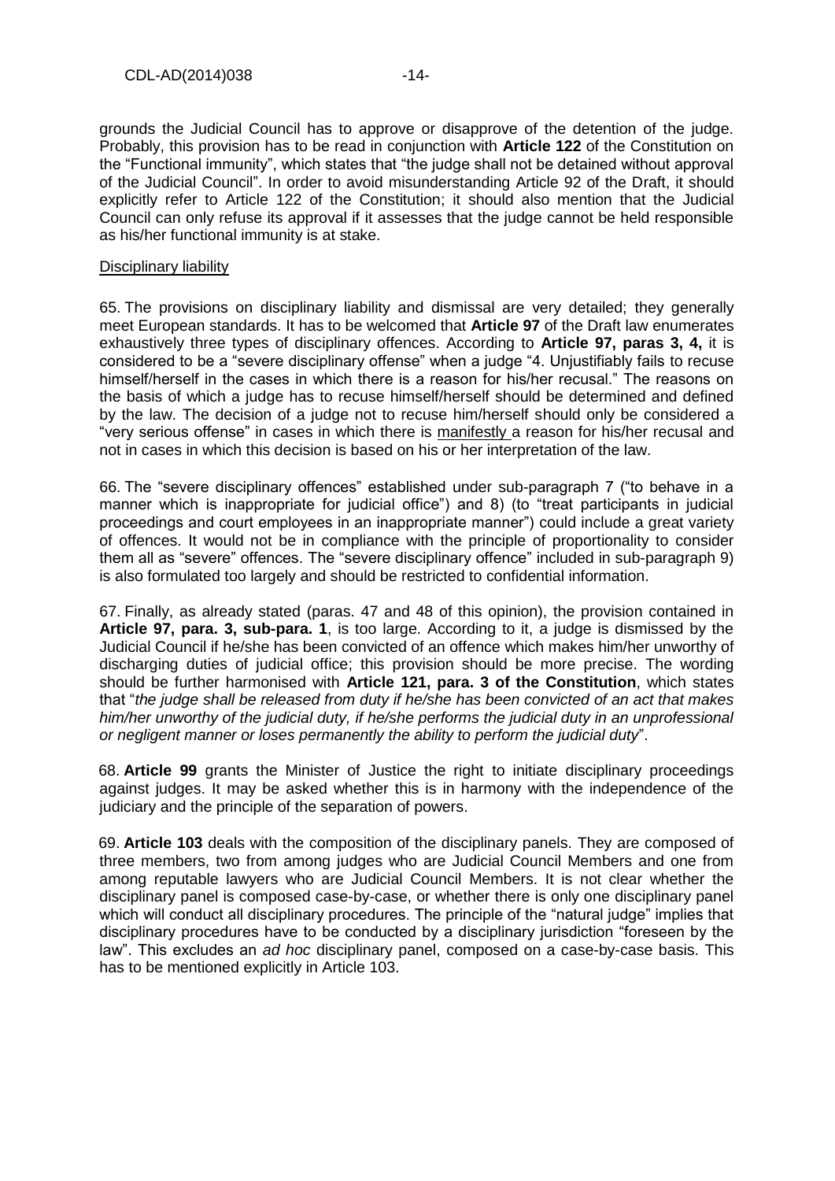grounds the Judicial Council has to approve or disapprove of the detention of the judge. Probably, this provision has to be read in conjunction with **Article 122** of the Constitution on the "Functional immunity", which states that "the judge shall not be detained without approval of the Judicial Council". In order to avoid misunderstanding Article 92 of the Draft, it should explicitly refer to Article 122 of the Constitution; it should also mention that the Judicial Council can only refuse its approval if it assesses that the judge cannot be held responsible as his/her functional immunity is at stake.

<u>Disciplinary liability</u>

65. The provisions on disciplinary liability and dismissal are very detailed; they generally meet European standards. It has to be welcomed that **Article 97** of the Draft law enumerates exhaustively three types of disciplinary offences. According to **Article 97, paras 3, 4,** it is considered to be a "severe disciplinary offense" when a judge "4. Unjustifiably fails to recuse himself/herself in the cases in which there is a reason for his/her recusal." The reasons on the basis of which a judge has to recuse himself/herself should be determined and defined by the law. The decision of a judge not to recuse him/herself should only be considered a "very serious offense" in cases in which there is <u>manifestly</u> a reason for his/her recusal and not in cases in which this decision is based on his or her interpretation of the law.

66. The "severe disciplinary offences" established under sub-paragraph 7 ("to behave in a manner which is inappropriate for judicial office") and 8) (to "treat participants in judicial proceedings and court employees in an inappropriate manner") could include a great variety of offences. It would not be in compliance with the principle of proportionality to consider them all as "severe" offences. The "severe disciplinary offence" included in sub-paragraph 9) is also formulated too largely and should be restricted to confidential information.

67. Finally, as already stated (paras. 47 and 48 of this opinion), the provision contained in **Article 97, para. 3, sub-para. 1**, is too large. According to it, a judge is dismissed by the Judicial Council if he/she has been convicted of an offence which makes him/her unworthy of discharging duties of judicial office; this provision should be more precise. The wording should be further harmonised with **Article 121, para. 3 of the Constitution**, which states that "*the judge shall be released from duty if he/she has been convicted of an act that makes him/her unworthy of the judicial duty, if he/she performs the judicial duty in an unprofessional or negligent manner or loses permanently the ability to perform the judicial duty*".

68. **Article 99** grants the Minister of Justice the right to initiate disciplinary proceedings against judges. It may be asked whether this is in harmony with the independence of the judiciary and the principle of the separation of powers.

69. **Article 103** deals with the composition of the disciplinary panels. They are composed of three members, two from among judges who are Judicial Council Members and one from among reputable lawyers who are Judicial Council Members. It is not clear whether the disciplinary panel is composed case-by-case, or whether there is only one disciplinary panel which will conduct all disciplinary procedures. The principle of the "natural judge" implies that disciplinary procedures have to be conducted by a disciplinary jurisdiction "foreseen by the law". This excludes an *ad hoc* disciplinary panel, composed on a case-by-case basis. This has to be mentioned explicitly in Article 103.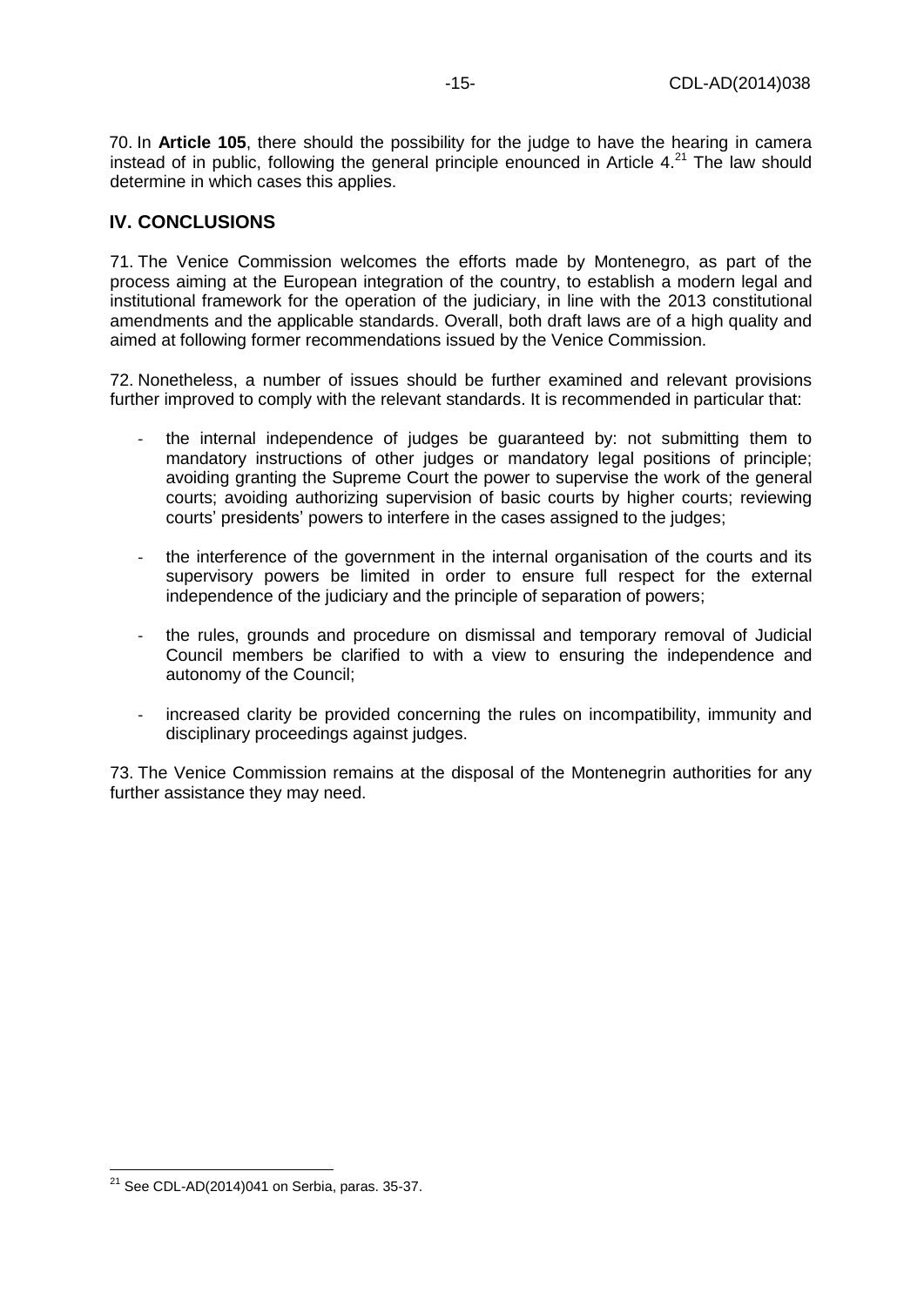70. In **Article 105**, there should the possibility for the judge to have the hearing in camera instead of in public, following the general principle enounced in Article 4.[21] The law should determine in which cases this applies.

## IV. CONCLUSIONS

71. The Venice Commission welcomes the efforts made by Montenegro, as part of the process aiming at the European integration of the country, to establish a modern legal and institutional framework for the operation of the judiciary, in line with the 2013 constitutional amendments and the applicable standards. Overall, both draft laws are of a high quality and aimed at following former recommendations issued by the Venice Commission.

72. Nonetheless, a number of issues should be further examined and relevant provisions further improved to comply with the relevant standards. It is recommended in particular that:

- the internal independence of judges be guaranteed by: not submitting them to mandatory instructions of other judges or mandatory legal positions of principle; avoiding granting the Supreme Court the power to supervise the work of the general courts; avoiding authorizing supervision of basic courts by higher courts; reviewing courts' presidents' powers to interfere in the cases assigned to the judges;

- the interference of the government in the internal organisation of the courts and its supervisory powers be limited in order to ensure full respect for the external independence of the judiciary and the principle of separation of powers;

- the rules, grounds and procedure on dismissal and temporary removal of Judicial Council members be clarified to with a view to ensuring the independence and autonomy of the Council;

- increased clarity be provided concerning the rules on incompatibility, immunity and disciplinary proceedings against judges.

73. The Venice Commission remains at the disposal of the Montenegrin authorities for any further assistance they may need.

[21] See CDL-AD(2014)041 on Serbia, paras. 35-37.